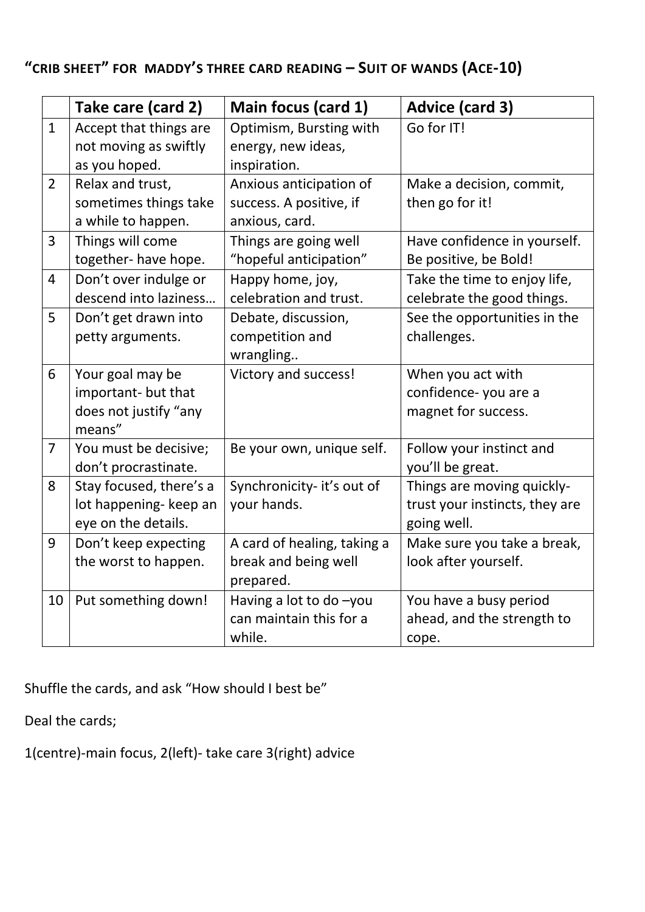## "CRIB SHEET" FOR MADDY'S THREE CARD READING – SUIT OF WANDS (ACE-10)

| | Take care (card 2) | Main focus (card 1) | Advice (card 3) |
|---|---|---|---|
| 1 | Accept that things are not moving as swiftly as you hoped. | Optimism, Bursting with energy, new ideas, inspiration. | Go for IT! |
| 2 | Relax and trust, sometimes things take a while to happen. | Anxious anticipation of success. A positive, if anxious, card. | Make a decision, commit, then go for it! |
| 3 | Things will come together- have hope. | Things are going well "hopeful anticipation" | Have confidence in yourself. Be positive, be Bold! |
| 4 | Don't over indulge or descend into laziness… | Happy home, joy, celebration and trust. | Take the time to enjoy life, celebrate the good things. |
| 5 | Don't get drawn into petty arguments. | Debate, discussion, competition and wrangling.. | See the opportunities in the challenges. |
| 6 | Your goal may be important- but that does not justify "any means" | Victory and success! | When you act with confidence- you are a magnet for success. |
| 7 | You must be decisive; don't procrastinate. | Be your own, unique self. | Follow your instinct and you'll be great. |
| 8 | Stay focused, there's a lot happening- keep an eye on the details. | Synchronicity- it's out of your hands. | Things are moving quickly- trust your instincts, they are going well. |
| 9 | Don't keep expecting the worst to happen. | A card of healing, taking a break and being well prepared. | Make sure you take a break, look after yourself. |
| 10 | Put something down! | Having a lot to do –you can maintain this for a while. | You have a busy period ahead, and the strength to cope. |

Shuffle the cards, and ask "How should I best be"

Deal the cards;

1(centre)-main focus, 2(left)- take care 3(right) advice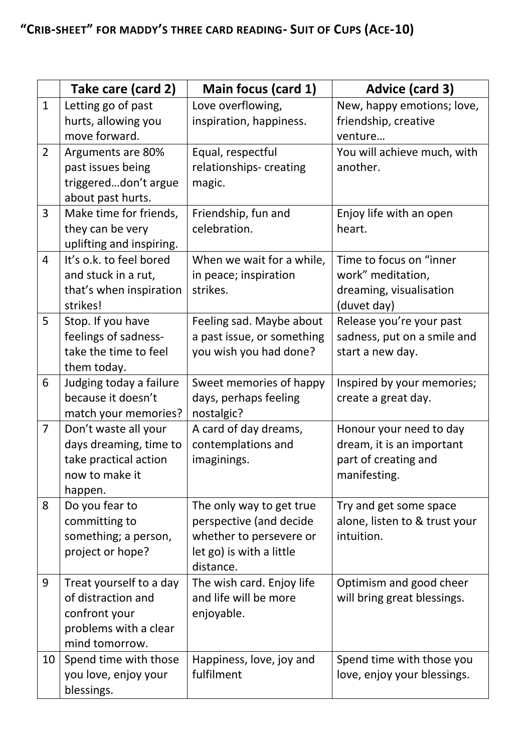## "CRIB-SHEET" FOR MADDY'S THREE CARD READING- SUIT OF CUPS (ACE-10)

| | Take care (card 2) | Main focus (card 1) | Advice (card 3) |
|---|---|---|---|
| 1 | Letting go of past hurts, allowing you move forward. | Love overflowing, inspiration, happiness. | New, happy emotions; love, friendship, creative venture… |
| 2 | Arguments are 80% past issues being triggered…don't argue about past hurts. | Equal, respectful relationships- creating magic. | You will achieve much, with another. |
| 3 | Make time for friends, they can be very uplifting and inspiring. | Friendship, fun and celebration. | Enjoy life with an open heart. |
| 4 | It's o.k. to feel bored and stuck in a rut, that's when inspiration strikes! | When we wait for a while, in peace; inspiration strikes. | Time to focus on "inner work" meditation, dreaming, visualisation (duvet day) |
| 5 | Stop. If you have feelings of sadness- take the time to feel them today. | Feeling sad. Maybe about a past issue, or something you wish you had done? | Release you're your past sadness, put on a smile and start a new day. |
| 6 | Judging today a failure because it doesn't match your memories? | Sweet memories of happy days, perhaps feeling nostalgic? | Inspired by your memories; create a great day. |
| 7 | Don't waste all your days dreaming, time to take practical action now to make it happen. | A card of day dreams, contemplations and imaginings. | Honour your need to day dream, it is an important part of creating and manifesting. |
| 8 | Do you fear to committing to something; a person, project or hope? | The only way to get true perspective (and decide whether to persevere or let go) is with a little distance. | Try and get some space alone, listen to & trust your intuition. |
| 9 | Treat yourself to a day of distraction and confront your problems with a clear mind tomorrow. | The wish card. Enjoy life and life will be more enjoyable. | Optimism and good cheer will bring great blessings. |
| 10 | Spend time with those you love, enjoy your blessings. | Happiness, love, joy and fulfilment | Spend time with those you love, enjoy your blessings. |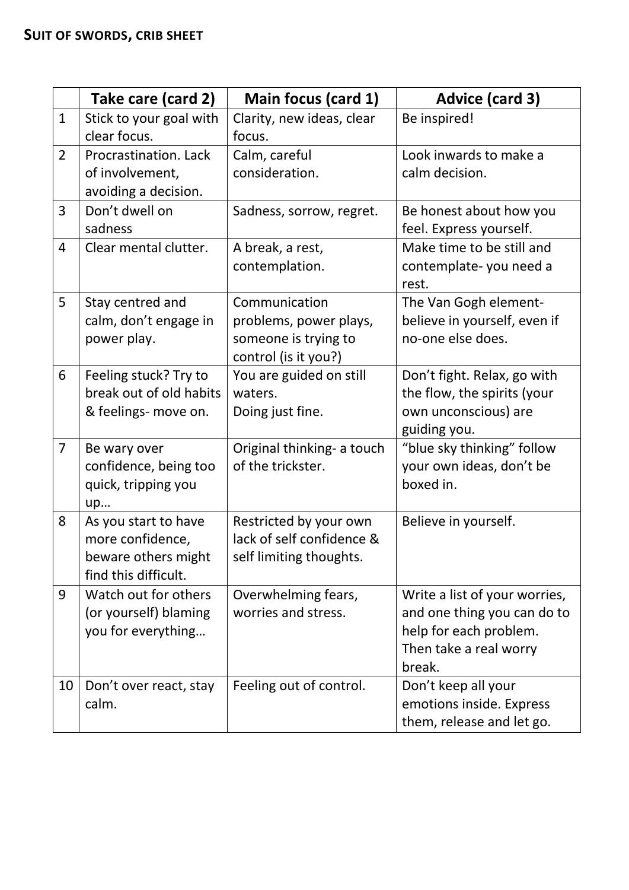**SUIT OF SWORDS, CRIB SHEET**

| | Take care (card 2) | Main focus (card 1) | Advice (card 3) |
|---|---|---|---|
| 1 | Stick to your goal with clear focus. | Clarity, new ideas, clear focus. | Be inspired! |
| 2 | Procrastination. Lack of involvement, avoiding a decision. | Calm, careful consideration. | Look inwards to make a calm decision. |
| 3 | Don't dwell on sadness | Sadness, sorrow, regret. | Be honest about how you feel. Express yourself. |
| 4 | Clear mental clutter. | A break, a rest, contemplation. | Make time to be still and contemplate- you need a rest. |
| 5 | Stay centred and calm, don't engage in power play. | Communication problems, power plays, someone is trying to control (is it you?) | The Van Gogh element- believe in yourself, even if no-one else does. |
| 6 | Feeling stuck? Try to break out of old habits & feelings- move on. | You are guided on still waters.<br>Doing just fine. | Don't fight. Relax, go with the flow, the spirits (your own unconscious) are guiding you. |
| 7 | Be wary over confidence, being too quick, tripping you up… | Original thinking- a touch of the trickster. | "blue sky thinking" follow your own ideas, don't be boxed in. |
| 8 | As you start to have more confidence, beware others might find this difficult. | Restricted by your own lack of self confidence & self limiting thoughts. | Believe in yourself. |
| 9 | Watch out for others (or yourself) blaming you for everything… | Overwhelming fears, worries and stress. | Write a list of your worries, and one thing you can do to help for each problem. Then take a real worry break. |
| 10 | Don't over react, stay calm. | Feeling out of control. | Don't keep all your emotions inside. Express them, release and let go. |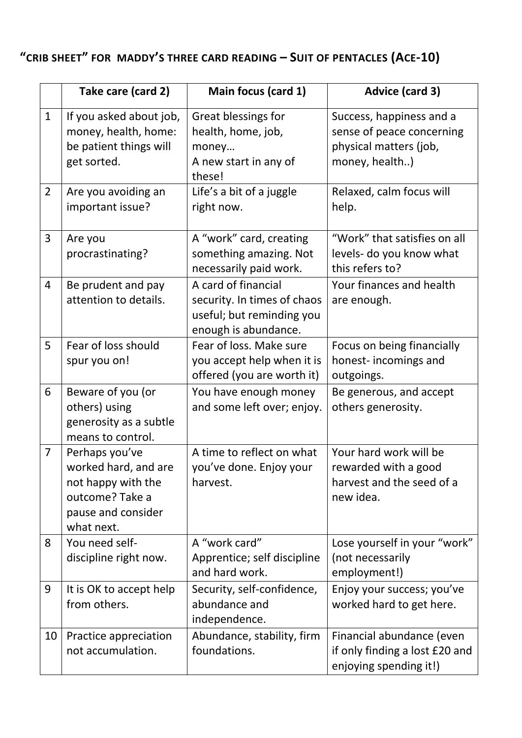## "CRIB SHEET" FOR MADDY'S THREE CARD READING – SUIT OF PENTACLES (ACE-10)

| | Take care (card 2) | Main focus (card 1) | Advice (card 3) |
|---|---|---|---|
| 1 | If you asked about job, money, health, home: be patient things will get sorted. | Great blessings for health, home, job, money… A new start in any of these! | Success, happiness and a sense of peace concerning physical matters (job, money, health..) |
| 2 | Are you avoiding an important issue? | Life's a bit of a juggle right now. | Relaxed, calm focus will help. |
| 3 | Are you procrastinating? | A "work" card, creating something amazing. Not necessarily paid work. | "Work" that satisfies on all levels- do you know what this refers to? |
| 4 | Be prudent and pay attention to details. | A card of financial security. In times of chaos useful; but reminding you enough is abundance. | Your finances and health are enough. |
| 5 | Fear of loss should spur you on! | Fear of loss. Make sure you accept help when it is offered (you are worth it) | Focus on being financially honest- incomings and outgoings. |
| 6 | Beware of you (or others) using generosity as a subtle means to control. | You have enough money and some left over; enjoy. | Be generous, and accept others generosity. |
| 7 | Perhaps you've worked hard, and are not happy with the outcome? Take a pause and consider what next. | A time to reflect on what you've done. Enjoy your harvest. | Your hard work will be rewarded with a good harvest and the seed of a new idea. |
| 8 | You need self-discipline right now. | A "work card" Apprentice; self discipline and hard work. | Lose yourself in your "work" (not necessarily employment!) |
| 9 | It is OK to accept help from others. | Security, self-confidence, abundance and independence. | Enjoy your success; you've worked hard to get here. |
| 10 | Practice appreciation not accumulation. | Abundance, stability, firm foundations. | Financial abundance (even if only finding a lost £20 and enjoying spending it!) |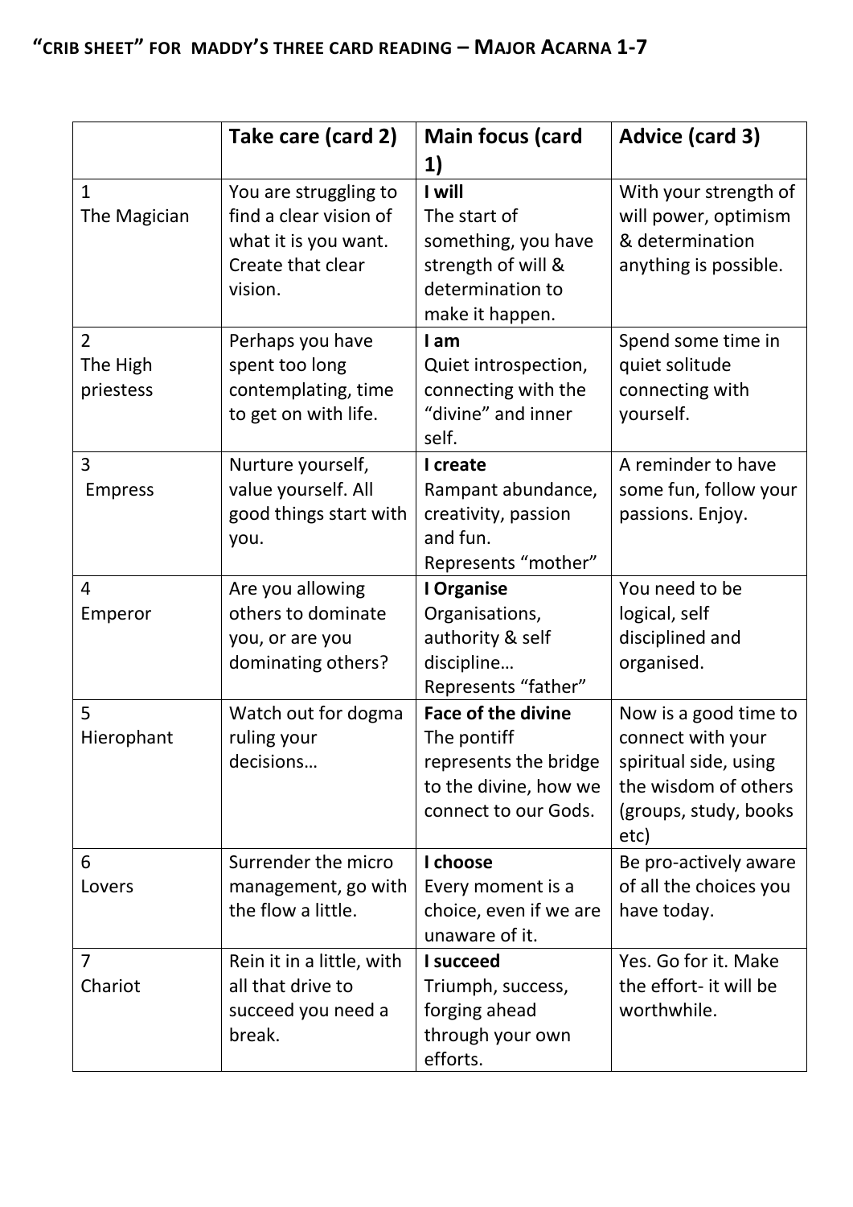## "CRIB SHEET" FOR MADDY'S THREE CARD READING – MAJOR ACARNA 1-7

| | Take care (card 2) | Main focus (card 1) | Advice (card 3) |
|---|---|---|---|
| 1<br>The Magician | You are struggling to find a clear vision of what it is you want. Create that clear vision. | **I will**<br>The start of something, you have strength of will & determination to make it happen. | With your strength of will power, optimism & determination anything is possible. |
| 2<br>The High priestess | Perhaps you have spent too long contemplating, time to get on with life. | **I am**<br>Quiet introspection, connecting with the "divine" and inner self. | Spend some time in quiet solitude connecting with yourself. |
| 3<br>Empress | Nurture yourself, value yourself. All good things start with you. | **I create**<br>Rampant abundance, creativity, passion and fun.<br>Represents "mother" | A reminder to have some fun, follow your passions. Enjoy. |
| 4<br>Emperor | Are you allowing others to dominate you, or are you dominating others? | **I Organise**<br>Organisations, authority & self discipline…<br>Represents "father" | You need to be logical, self disciplined and organised. |
| 5<br>Hierophant | Watch out for dogma ruling your decisions… | **Face of the divine**<br>The pontiff represents the bridge to the divine, how we connect to our Gods. | Now is a good time to connect with your spiritual side, using the wisdom of others (groups, study, books etc) |
| 6<br>Lovers | Surrender the micro management, go with the flow a little. | **I choose**<br>Every moment is a choice, even if we are unaware of it. | Be pro-actively aware of all the choices you have today. |
| 7<br>Chariot | Rein it in a little, with all that drive to succeed you need a break. | **I succeed**<br>Triumph, success, forging ahead through your own efforts. | Yes. Go for it. Make the effort- it will be worthwhile. |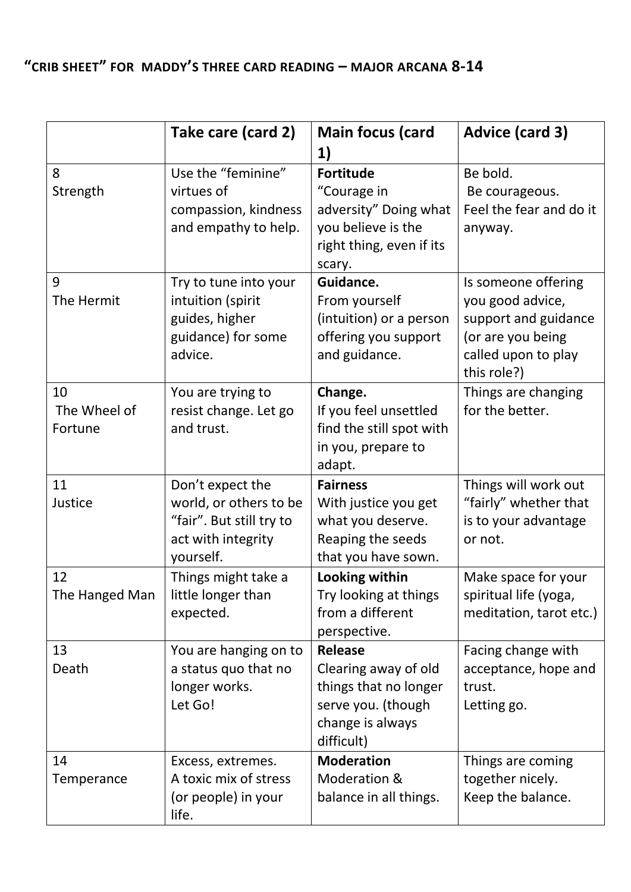# "CRIB SHEET" FOR MADDY'S THREE CARD READING – MAJOR ARCANA 8-14

| | Take care (card 2) | Main focus (card 1) | Advice (card 3) |
|---|---|---|---|
| 8<br>Strength | Use the "feminine" virtues of compassion, kindness and empathy to help. | **Fortitude**<br>"Courage in adversity" Doing what you believe is the right thing, even if its scary. | Be bold.<br>Be courageous.<br>Feel the fear and do it anyway. |
| 9<br>The Hermit | Try to tune into your intuition (spirit guides, higher guidance) for some advice. | **Guidance.**<br>From yourself (intuition) or a person offering you support and guidance. | Is someone offering you good advice, support and guidance (or are you being called upon to play this role?) |
| 10<br>The Wheel of Fortune | You are trying to resist change. Let go and trust. | **Change.**<br>If you feel unsettled find the still spot with in you, prepare to adapt. | Things are changing for the better. |
| 11<br>Justice | Don't expect the world, or others to be "fair". But still try to act with integrity yourself. | **Fairness**<br>With justice you get what you deserve. Reaping the seeds that you have sown. | Things will work out "fairly" whether that is to your advantage or not. |
| 12<br>The Hanged Man | Things might take a little longer than expected. | **Looking within**<br>Try looking at things from a different perspective. | Make space for your spiritual life (yoga, meditation, tarot etc.) |
| 13<br>Death | You are hanging on to a status quo that no longer works.<br>Let Go! | **Release**<br>Clearing away of old things that no longer serve you. (though change is always difficult) | Facing change with acceptance, hope and trust.<br>Letting go. |
| 14<br>Temperance | Excess, extremes.<br>A toxic mix of stress (or people) in your life. | **Moderation**<br>Moderation & balance in all things. | Things are coming together nicely.<br>Keep the balance. |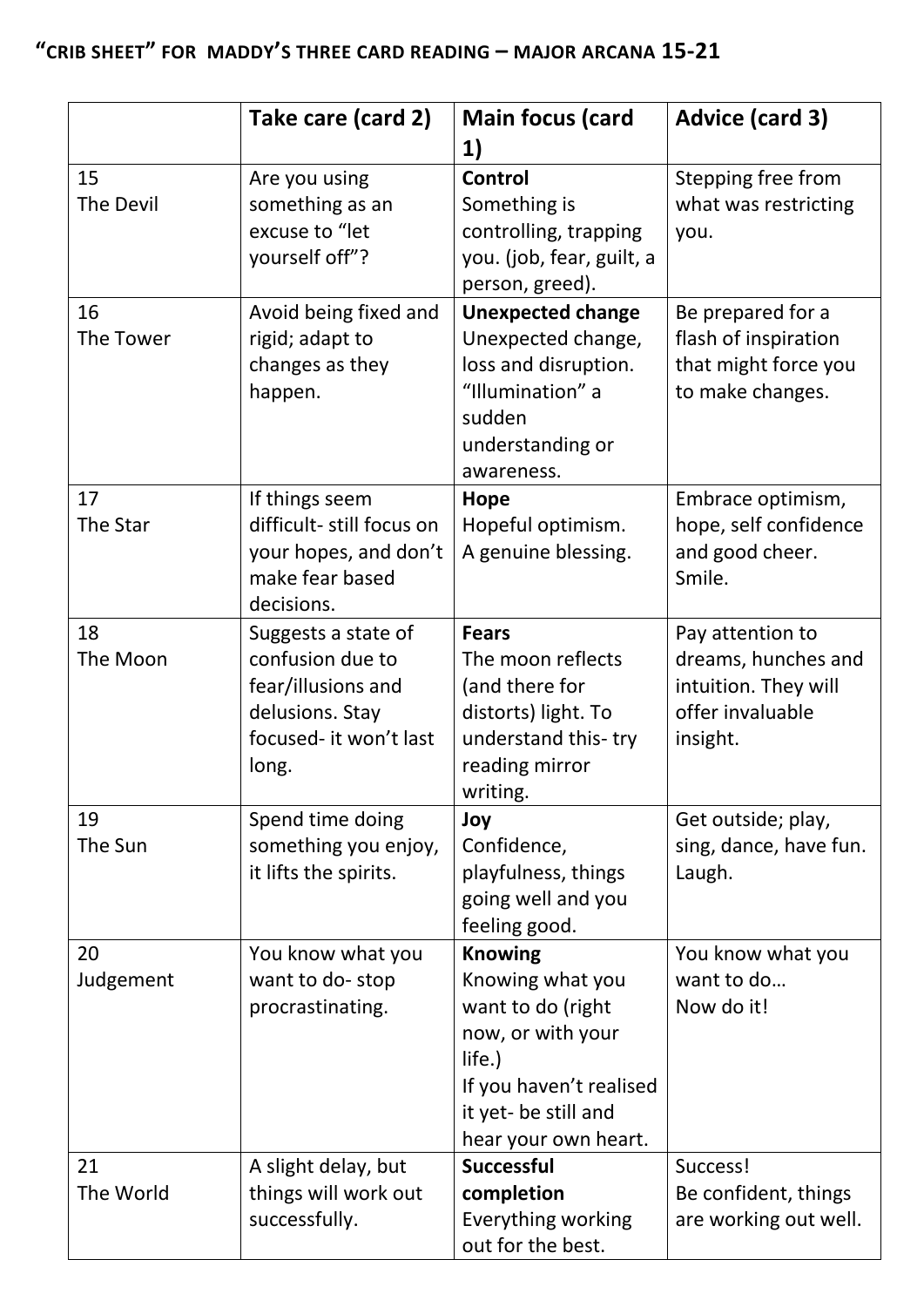## "CRIB SHEET" FOR MADDY'S THREE CARD READING – MAJOR ARCANA 15-21

| | Take care (card 2) | Main focus (card 1) | Advice (card 3) |
|---|---|---|---|
| 15<br>The Devil | Are you using something as an excuse to "let yourself off"? | **Control**<br>Something is controlling, trapping you. (job, fear, guilt, a person, greed). | Stepping free from what was restricting you. |
| 16<br>The Tower | Avoid being fixed and rigid; adapt to changes as they happen. | **Unexpected change**<br>Unexpected change, loss and disruption. "Illumination" a sudden understanding or awareness. | Be prepared for a flash of inspiration that might force you to make changes. |
| 17<br>The Star | If things seem difficult- still focus on your hopes, and don't make fear based decisions. | **Hope**<br>Hopeful optimism.<br>A genuine blessing. | Embrace optimism, hope, self confidence and good cheer. Smile. |
| 18<br>The Moon | Suggests a state of confusion due to fear/illusions and delusions. Stay focused- it won't last long. | **Fears**<br>The moon reflects (and there for distorts) light. To understand this- try reading mirror writing. | Pay attention to dreams, hunches and intuition. They will offer invaluable insight. |
| 19<br>The Sun | Spend time doing something you enjoy, it lifts the spirits. | **Joy**<br>Confidence, playfulness, things going well and you feeling good. | Get outside; play, sing, dance, have fun. Laugh. |
| 20<br>Judgement | You know what you want to do- stop procrastinating. | **Knowing**<br>Knowing what you want to do (right now, or with your life.)<br>If you haven't realised it yet- be still and hear your own heart. | You know what you want to do…<br>Now do it! |
| 21<br>The World | A slight delay, but things will work out successfully. | **Successful completion**<br>Everything working out for the best. | Success!<br>Be confident, things are working out well. |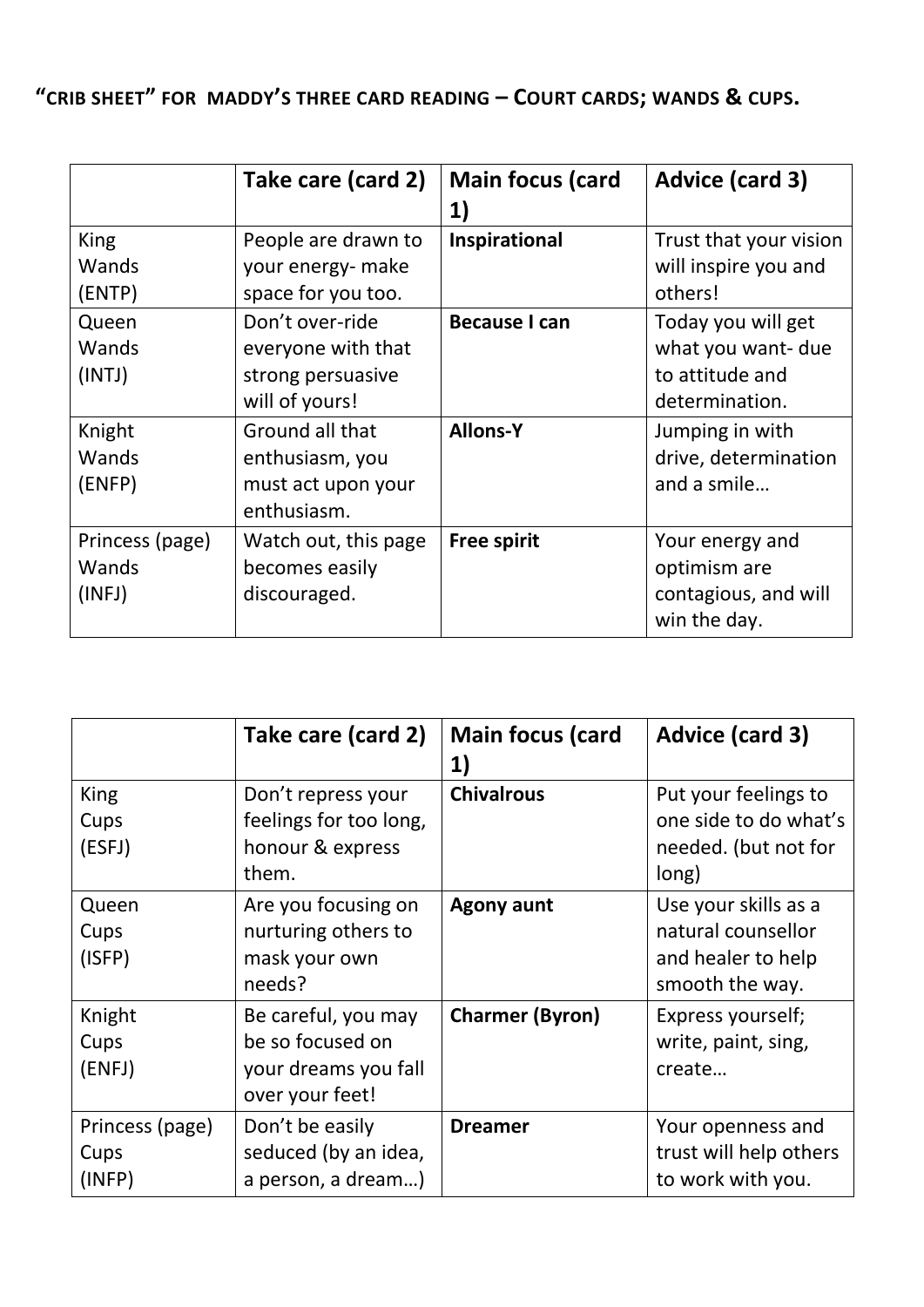# "CRIB SHEET" FOR MADDY'S THREE CARD READING – COURT CARDS; WANDS & CUPS.

| | Take care (card 2) | Main focus (card 1) | Advice (card 3) |
|---|---|---|---|
| King Wands (ENTP) | People are drawn to your energy- make space for you too. | **Inspirational** | Trust that your vision will inspire you and others! |
| Queen Wands (INTJ) | Don't over-ride everyone with that strong persuasive will of yours! | **Because I can** | Today you will get what you want- due to attitude and determination. |
| Knight Wands (ENFP) | Ground all that enthusiasm, you must act upon your enthusiasm. | **Allons-Y** | Jumping in with drive, determination and a smile… |
| Princess (page) Wands (INFJ) | Watch out, this page becomes easily discouraged. | **Free spirit** | Your energy and optimism are contagious, and will win the day. |

| | Take care (card 2) | Main focus (card 1) | Advice (card 3) |
|---|---|---|---|
| King Cups (ESFJ) | Don't repress your feelings for too long, honour & express them. | **Chivalrous** | Put your feelings to one side to do what's needed. (but not for long) |
| Queen Cups (ISFP) | Are you focusing on nurturing others to mask your own needs? | **Agony aunt** | Use your skills as a natural counsellor and healer to help smooth the way. |
| Knight Cups (ENFJ) | Be careful, you may be so focused on your dreams you fall over your feet! | **Charmer (Byron)** | Express yourself; write, paint, sing, create… |
| Princess (page) Cups (INFP) | Don't be easily seduced (by an idea, a person, a dream…) | **Dreamer** | Your openness and trust will help others to work with you. |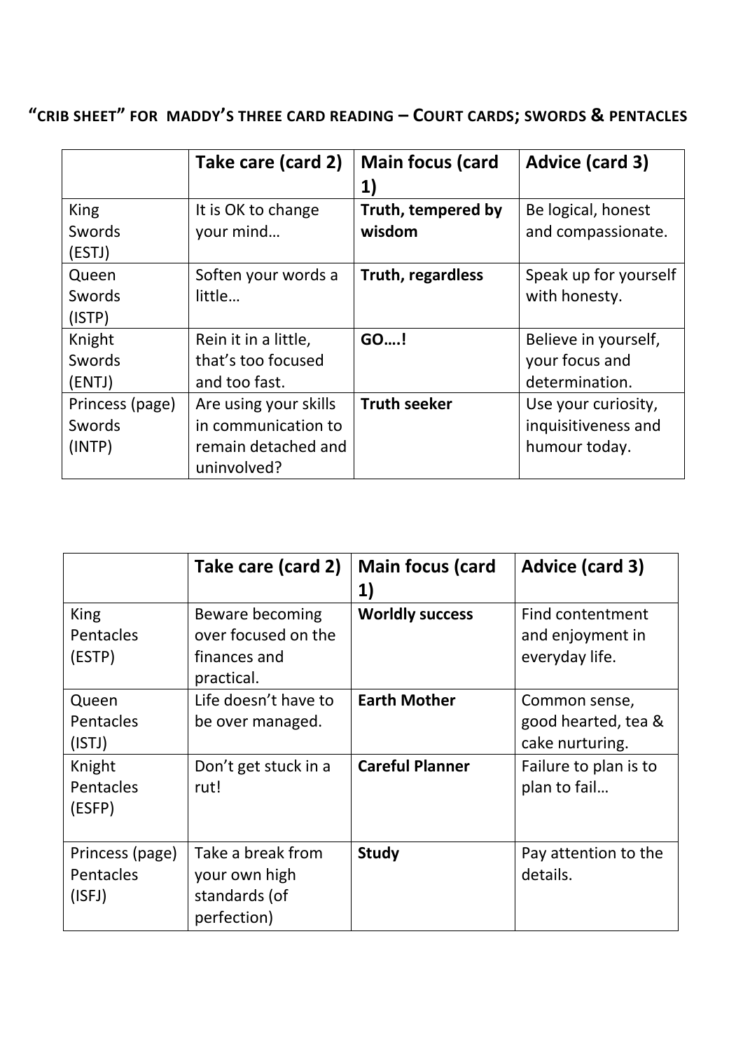## "CRIB SHEET" FOR MADDY'S THREE CARD READING – COURT CARDS; SWORDS & PENTACLES

| | Take care (card 2) | Main focus (card 1) | Advice (card 3) |
|---|---|---|---|
| King Swords (ESTJ) | It is OK to change your mind… | **Truth, tempered by wisdom** | Be logical, honest and compassionate. |
| Queen Swords (ISTP) | Soften your words a little… | **Truth, regardless** | Speak up for yourself with honesty. |
| Knight Swords (ENTJ) | Rein it in a little, that's too focused and too fast. | **GO….!** | Believe in yourself, your focus and determination. |
| Princess (page) Swords (INTP) | Are using your skills in communication to remain detached and uninvolved? | **Truth seeker** | Use your curiosity, inquisitiveness and humour today. |

| | Take care (card 2) | Main focus (card 1) | Advice (card 3) |
|---|---|---|---|
| King Pentacles (ESTP) | Beware becoming over focused on the finances and practical. | **Worldly success** | Find contentment and enjoyment in everyday life. |
| Queen Pentacles (ISTJ) | Life doesn't have to be over managed. | **Earth Mother** | Common sense, good hearted, tea & cake nurturing. |
| Knight Pentacles (ESFP) | Don't get stuck in a rut! | **Careful Planner** | Failure to plan is to plan to fail… |
| Princess (page) Pentacles (ISFJ) | Take a break from your own high standards (of perfection) | **Study** | Pay attention to the details. |